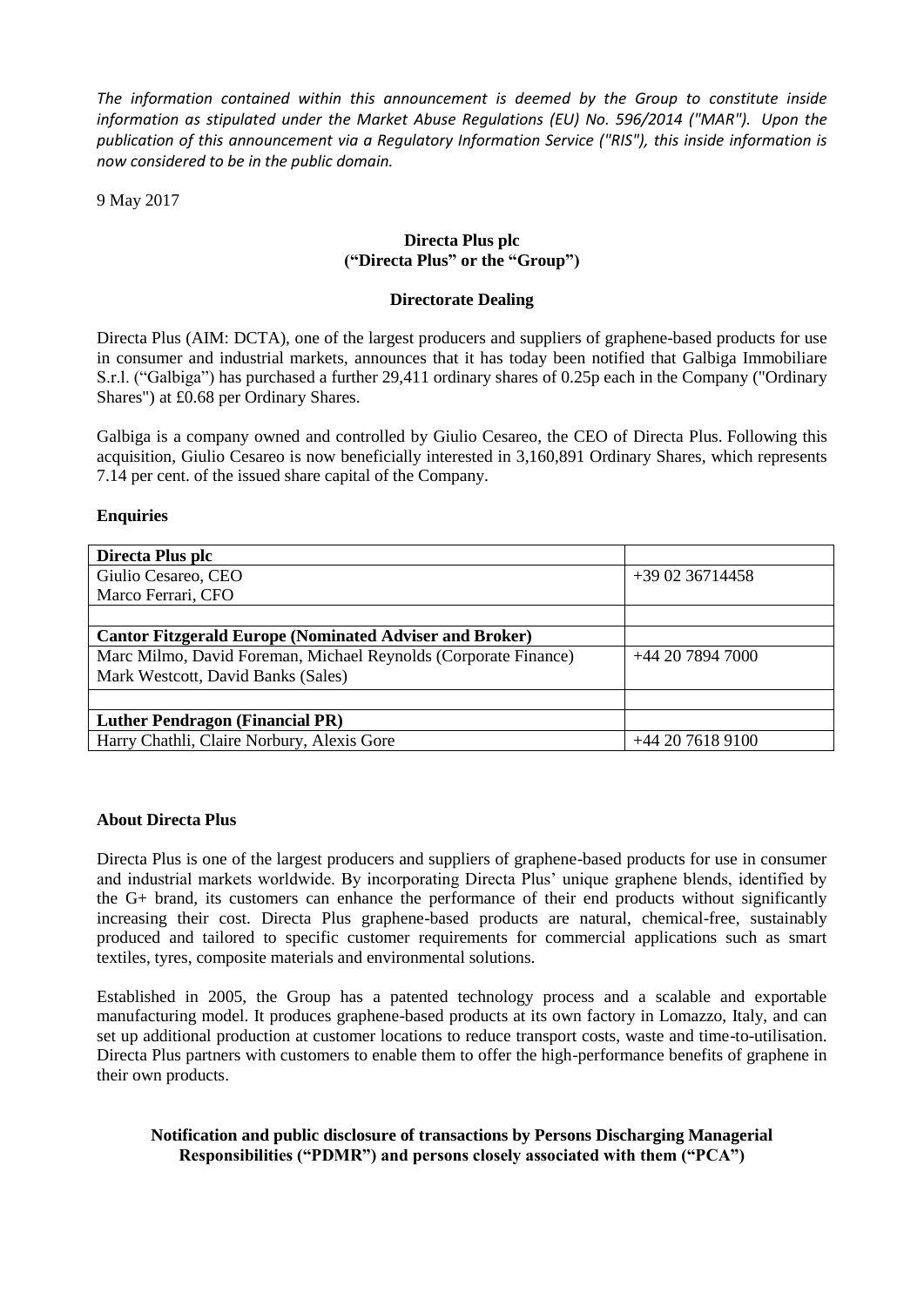*The information contained within this announcement is deemed by the Group to constitute inside information as stipulated under the Market Abuse Regulations (EU) No. 596/2014 ("MAR"). Upon the publication of this announcement via a Regulatory Information Service ("RIS"), this inside information is now considered to be in the public domain.*

9 May 2017

**Directa Plus plc**
**("Directa Plus" or the "Group")**

**Directorate Dealing**

Directa Plus (AIM: DCTA), one of the largest producers and suppliers of graphene-based products for use in consumer and industrial markets, announces that it has today been notified that Galbiga Immobiliare S.r.l. ("Galbiga") has purchased a further 29,411 ordinary shares of 0.25p each in the Company ("Ordinary Shares") at £0.68 per Ordinary Shares.

Galbiga is a company owned and controlled by Giulio Cesareo, the CEO of Directa Plus. Following this acquisition, Giulio Cesareo is now beneficially interested in 3,160,891 Ordinary Shares, which represents 7.14 per cent. of the issued share capital of the Company.

**Enquiries**

| **Directa Plus plc** | |
|---|---|
| Giulio Cesareo, CEO<br>Marco Ferrari, CFO | +39 02 36714458 |
| | |
| **Cantor Fitzgerald Europe (Nominated Adviser and Broker)** | |
| Marc Milmo, David Foreman, Michael Reynolds (Corporate Finance)<br>Mark Westcott, David Banks (Sales) | +44 20 7894 7000 |
| | |
| **Luther Pendragon (Financial PR)** | |
| Harry Chathli, Claire Norbury, Alexis Gore | +44 20 7618 9100 |

**About Directa Plus**

Directa Plus is one of the largest producers and suppliers of graphene-based products for use in consumer and industrial markets worldwide. By incorporating Directa Plus' unique graphene blends, identified by the G+ brand, its customers can enhance the performance of their end products without significantly increasing their cost. Directa Plus graphene-based products are natural, chemical-free, sustainably produced and tailored to specific customer requirements for commercial applications such as smart textiles, tyres, composite materials and environmental solutions.

Established in 2005, the Group has a patented technology process and a scalable and exportable manufacturing model. It produces graphene-based products at its own factory in Lomazzo, Italy, and can set up additional production at customer locations to reduce transport costs, waste and time-to-utilisation. Directa Plus partners with customers to enable them to offer the high-performance benefits of graphene in their own products.

**Notification and public disclosure of transactions by Persons Discharging Managerial Responsibilities ("PDMR") and persons closely associated with them ("PCA")**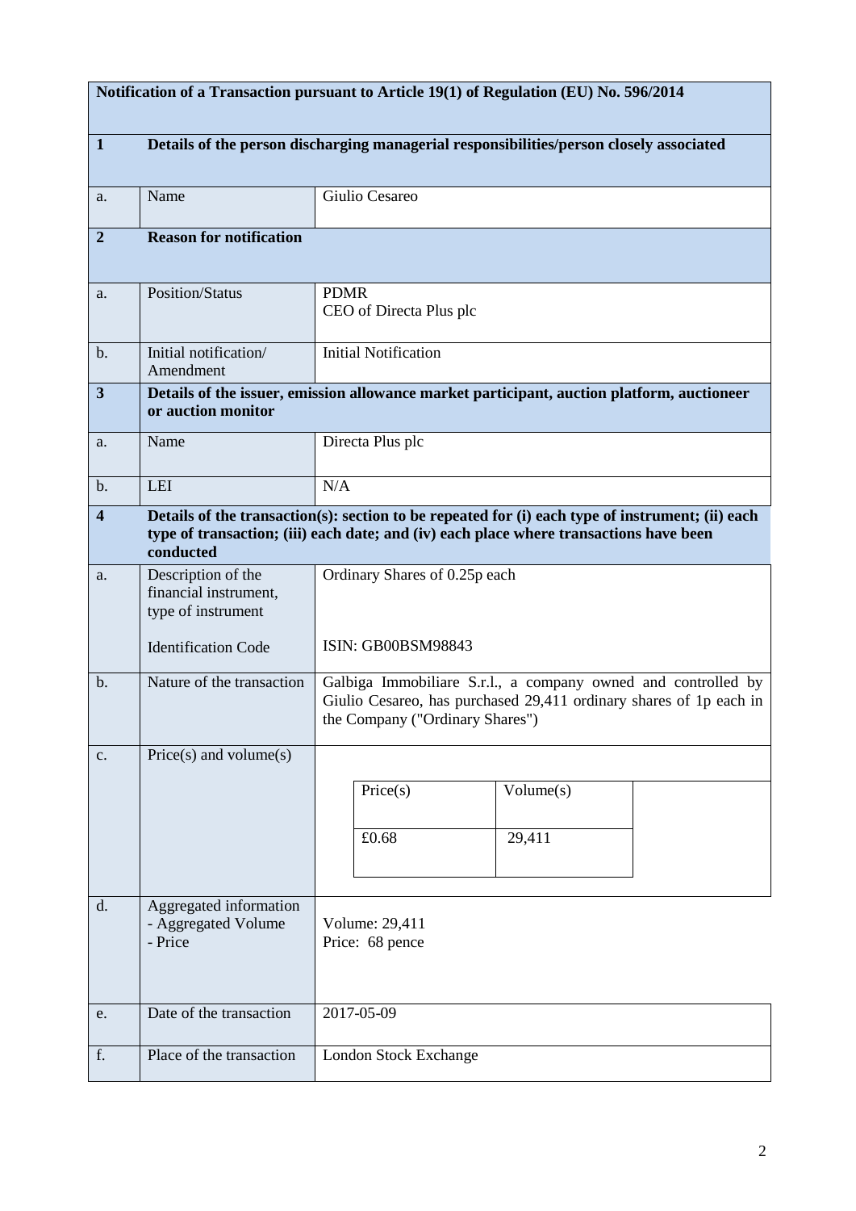| Notification of a Transaction pursuant to Article 19(1) of Regulation (EU) No. 596/2014 | | |
|---|---|---|
| **1** | **Details of the person discharging managerial responsibilities/person closely associated** | |
| a. | Name | Giulio Cesareo |
| **2** | **Reason for notification** | |
| a. | Position/Status | PDMR<br>CEO of Directa Plus plc |
| b. | Initial notification/ Amendment | Initial Notification |
| **3** | **Details of the issuer, emission allowance market participant, auction platform, auctioneer or auction monitor** | |
| a. | Name | Directa Plus plc |
| b. | LEI | N/A |
| **4** | **Details of the transaction(s): section to be repeated for (i) each type of instrument; (ii) each type of transaction; (iii) each date; and (iv) each place where transactions have been conducted** | |
| a. | Description of the financial instrument, type of instrument<br><br>Identification Code | Ordinary Shares of 0.25p each<br><br>ISIN: GB00BSM98843 |
| b. | Nature of the transaction | Galbiga Immobiliare S.r.l., a company owned and controlled by Giulio Cesareo, has purchased 29,411 ordinary shares of 1p each in the Company ("Ordinary Shares") |
| c. | Price(s) and volume(s) | Price(s): £0.68<br>Volume(s): 29,411 |
| d. | Aggregated information<br>- Aggregated Volume<br>- Price | Volume: 29,411<br>Price: 68 pence |
| e. | Date of the transaction | 2017-05-09 |
| f. | Place of the transaction | London Stock Exchange |